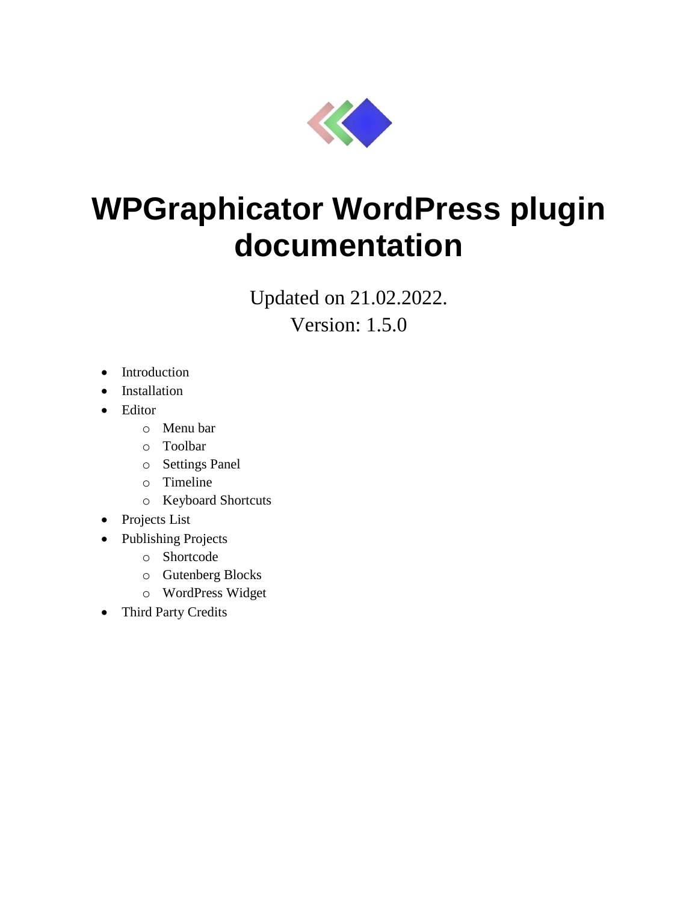# WPGraphicator WordPress plugin documentation

Updated on 21.02.2022.

Version: 1.5.0

- Introduction
- Installation
- Editor
  - Menu bar
  - Toolbar
  - Settings Panel
  - Timeline
  - Keyboard Shortcuts
- Projects List
- Publishing Projects
  - Shortcode
  - Gutenberg Blocks
  - WordPress Widget
- Third Party Credits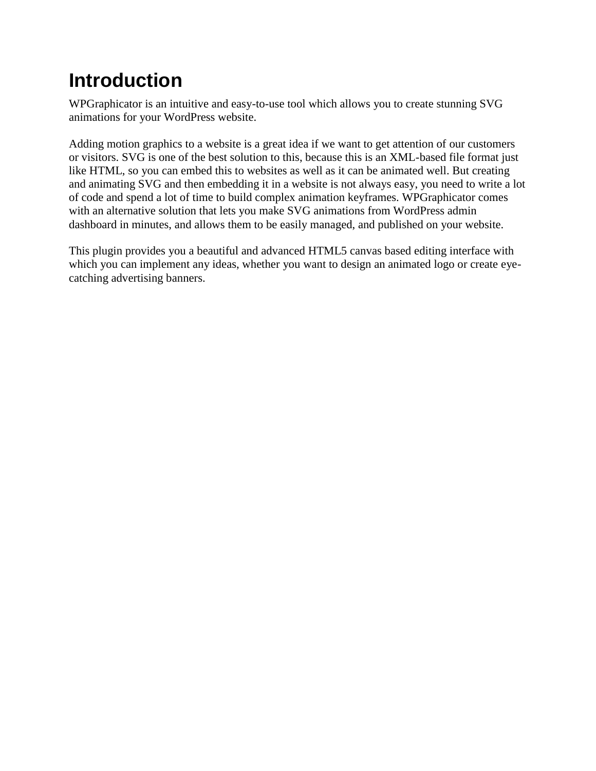# Introduction

WPGraphicator is an intuitive and easy-to-use tool which allows you to create stunning SVG animations for your WordPress website.

Adding motion graphics to a website is a great idea if we want to get attention of our customers or visitors. SVG is one of the best solution to this, because this is an XML-based file format just like HTML, so you can embed this to websites as well as it can be animated well. But creating and animating SVG and then embedding it in a website is not always easy, you need to write a lot of code and spend a lot of time to build complex animation keyframes. WPGraphicator comes with an alternative solution that lets you make SVG animations from WordPress admin dashboard in minutes, and allows them to be easily managed, and published on your website.

This plugin provides you a beautiful and advanced HTML5 canvas based editing interface with which you can implement any ideas, whether you want to design an animated logo or create eye-catching advertising banners.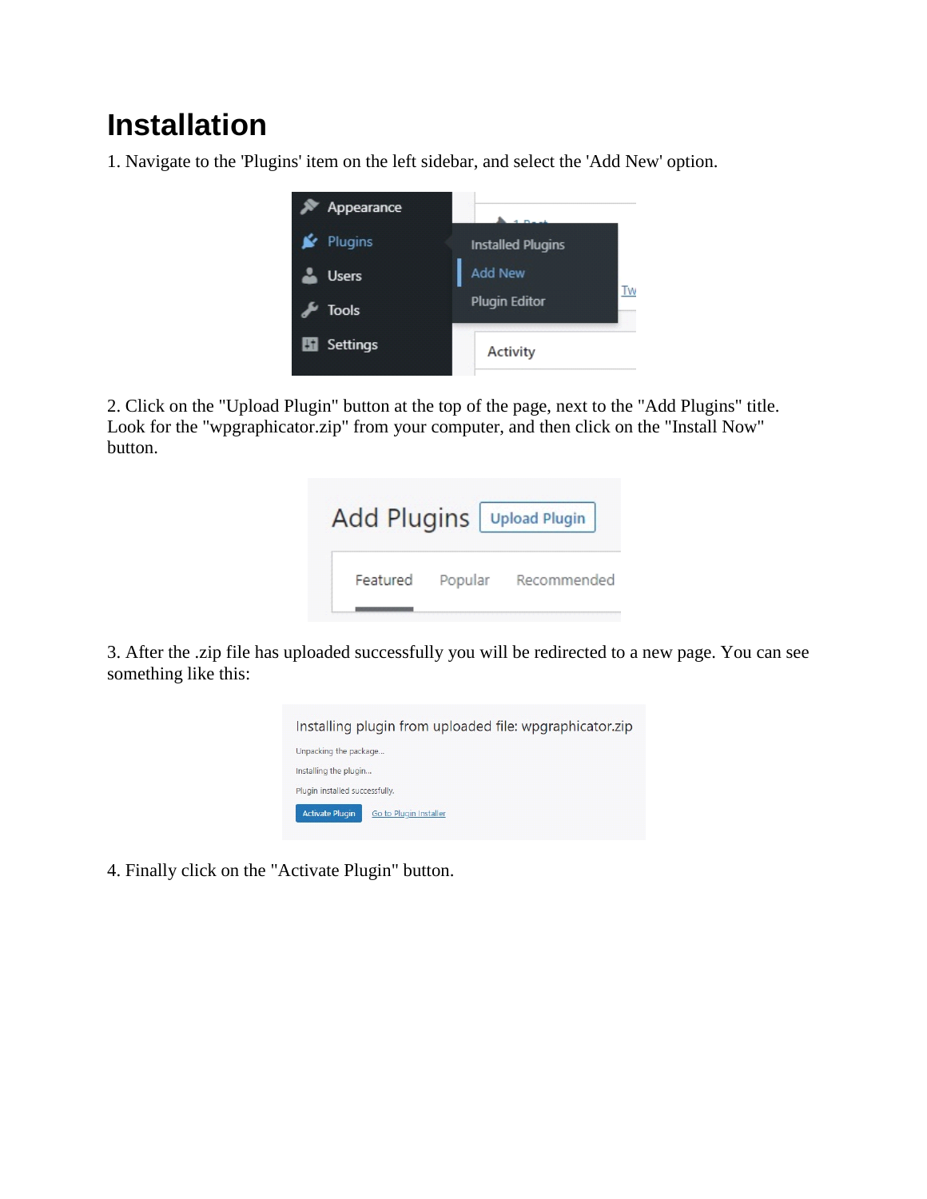# Installation

1. Navigate to the 'Plugins' item on the left sidebar, and select the 'Add New' option.

2. Click on the "Upload Plugin" button at the top of the page, next to the "Add Plugins" title. Look for the "wpgraphicator.zip" from your computer, and then click on the "Install Now" button.

3. After the .zip file has uploaded successfully you will be redirected to a new page. You can see something like this:

4. Finally click on the "Activate Plugin" button.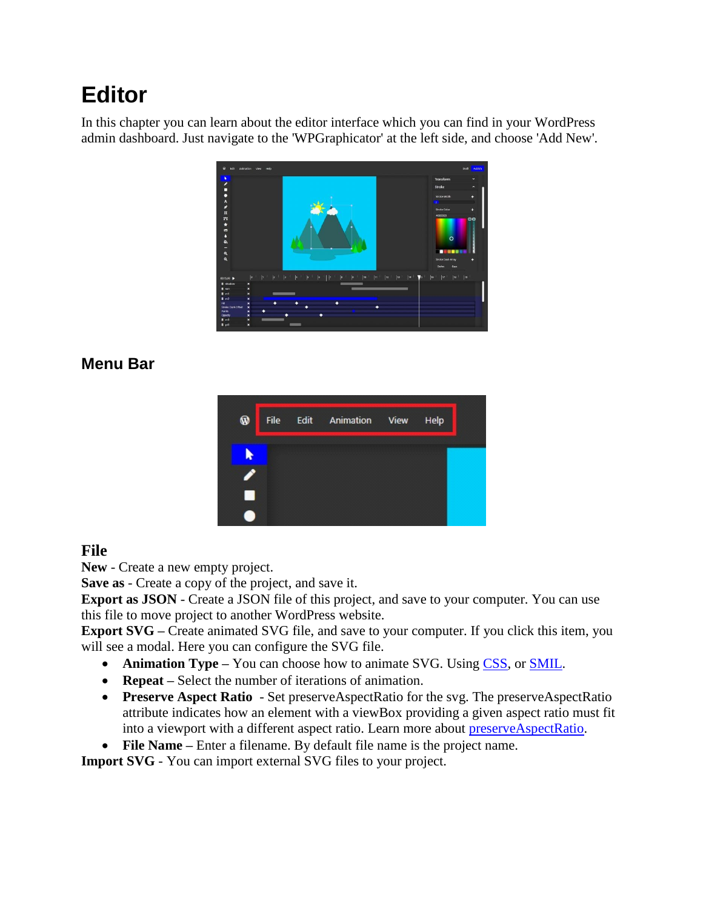# Editor

In this chapter you can learn about the editor interface which you can find in your WordPress admin dashboard. Just navigate to the 'WPGraphicator' at the left side, and choose 'Add New'.

## Menu Bar

### File

**New** - Create a new empty project.
**Save as** - Create a copy of the project, and save it.
**Export as JSON** - Create a JSON file of this project, and save to your computer. You can use this file to move project to another WordPress website.
**Export SVG** – Create animated SVG file, and save to your computer. If you click this item, you will see a modal. Here you can configure the SVG file.

- **Animation Type** – You can choose how to animate SVG. Using CSS, or SMIL.
- **Repeat** – Select the number of iterations of animation.
- **Preserve Aspect Ratio** - Set preserveAspectRatio for the svg. The preserveAspectRatio attribute indicates how an element with a viewBox providing a given aspect ratio must fit into a viewport with a different aspect ratio. Learn more about preserveAspectRatio.
- **File Name** – Enter a filename. By default file name is the project name.

**Import SVG** - You can import external SVG files to your project.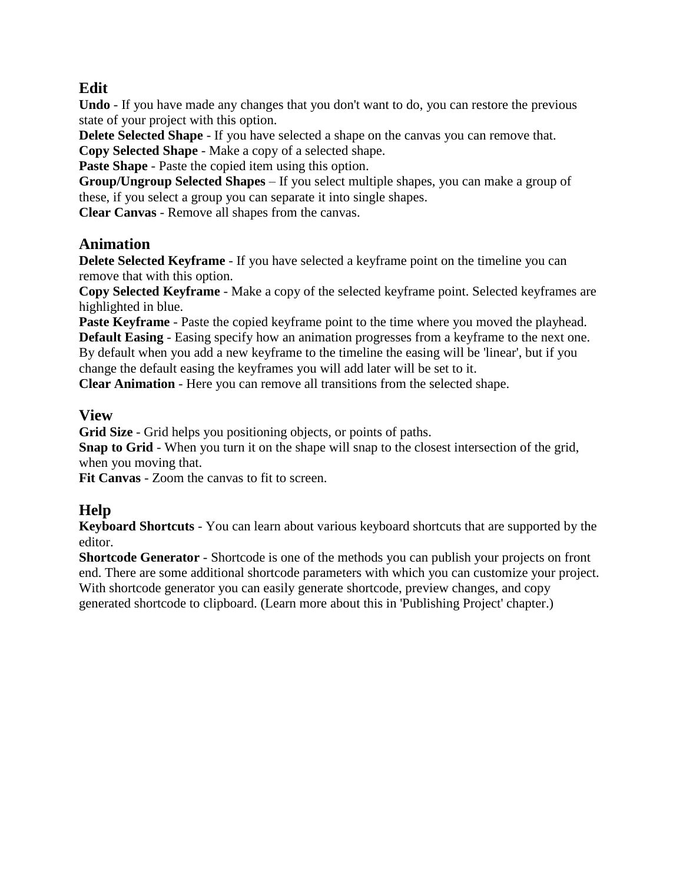## Edit

**Undo** - If you have made any changes that you don't want to do, you can restore the previous state of your project with this option.
**Delete Selected Shape** - If you have selected a shape on the canvas you can remove that.
**Copy Selected Shape** - Make a copy of a selected shape.
**Paste Shape** - Paste the copied item using this option.
**Group/Ungroup Selected Shapes** – If you select multiple shapes, you can make a group of these, if you select a group you can separate it into single shapes.
**Clear Canvas** - Remove all shapes from the canvas.

## Animation

**Delete Selected Keyframe** - If you have selected a keyframe point on the timeline you can remove that with this option.
**Copy Selected Keyframe** - Make a copy of the selected keyframe point. Selected keyframes are highlighted in blue.
**Paste Keyframe** - Paste the copied keyframe point to the time where you moved the playhead.
**Default Easing** - Easing specify how an animation progresses from a keyframe to the next one. By default when you add a new keyframe to the timeline the easing will be 'linear', but if you change the default easing the keyframes you will add later will be set to it.
**Clear Animation** - Here you can remove all transitions from the selected shape.

## View

**Grid Size** - Grid helps you positioning objects, or points of paths.
**Snap to Grid** - When you turn it on the shape will snap to the closest intersection of the grid, when you moving that.
**Fit Canvas** - Zoom the canvas to fit to screen.

## Help

**Keyboard Shortcuts** - You can learn about various keyboard shortcuts that are supported by the editor.
**Shortcode Generator** - Shortcode is one of the methods you can publish your projects on front end. There are some additional shortcode parameters with which you can customize your project. With shortcode generator you can easily generate shortcode, preview changes, and copy generated shortcode to clipboard. (Learn more about this in 'Publishing Project' chapter.)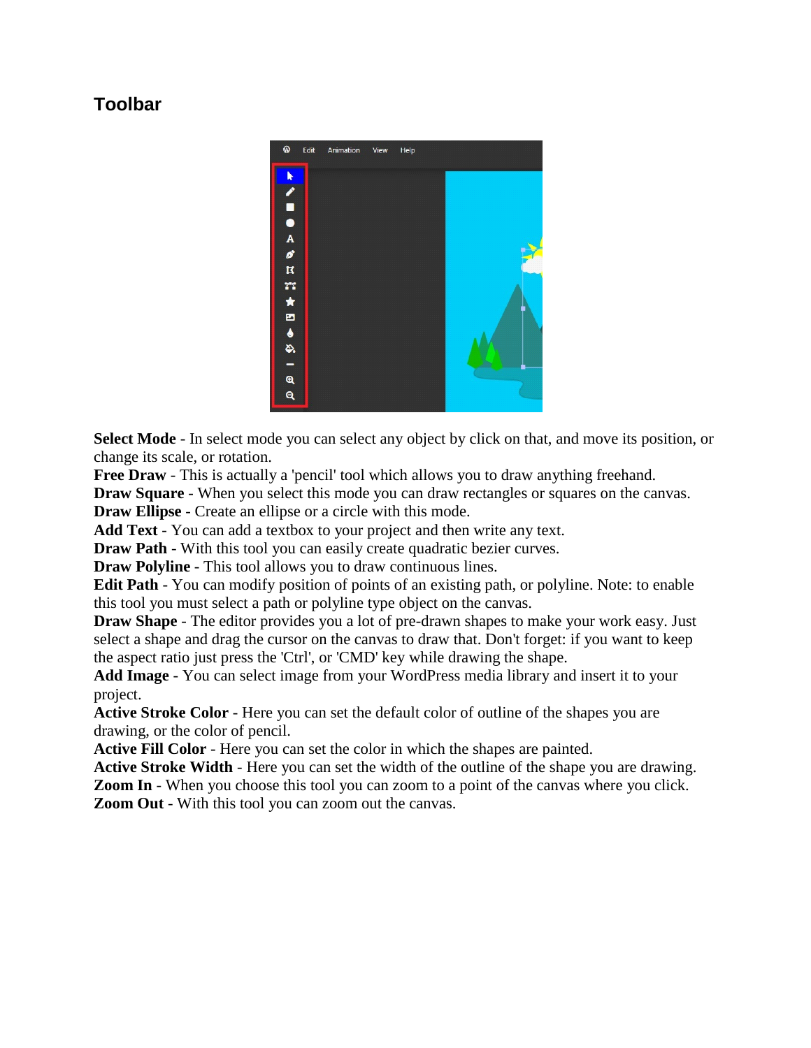## Toolbar

**Select Mode** - In select mode you can select any object by click on that, and move its position, or change its scale, or rotation.
**Free Draw** - This is actually a 'pencil' tool which allows you to draw anything freehand.
**Draw Square** - When you select this mode you can draw rectangles or squares on the canvas.
**Draw Ellipse** - Create an ellipse or a circle with this mode.
**Add Text** - You can add a textbox to your project and then write any text.
**Draw Path** - With this tool you can easily create quadratic bezier curves.
**Draw Polyline** - This tool allows you to draw continuous lines.
**Edit Path** - You can modify position of points of an existing path, or polyline. Note: to enable this tool you must select a path or polyline type object on the canvas.
**Draw Shape** - The editor provides you a lot of pre-drawn shapes to make your work easy. Just select a shape and drag the cursor on the canvas to draw that. Don't forget: if you want to keep the aspect ratio just press the 'Ctrl', or 'CMD' key while drawing the shape.
**Add Image** - You can select image from your WordPress media library and insert it to your project.
**Active Stroke Color** - Here you can set the default color of outline of the shapes you are drawing, or the color of pencil.
**Active Fill Color** - Here you can set the color in which the shapes are painted.
**Active Stroke Width** - Here you can set the width of the outline of the shape you are drawing.
**Zoom In** - When you choose this tool you can zoom to a point of the canvas where you click.
**Zoom Out** - With this tool you can zoom out the canvas.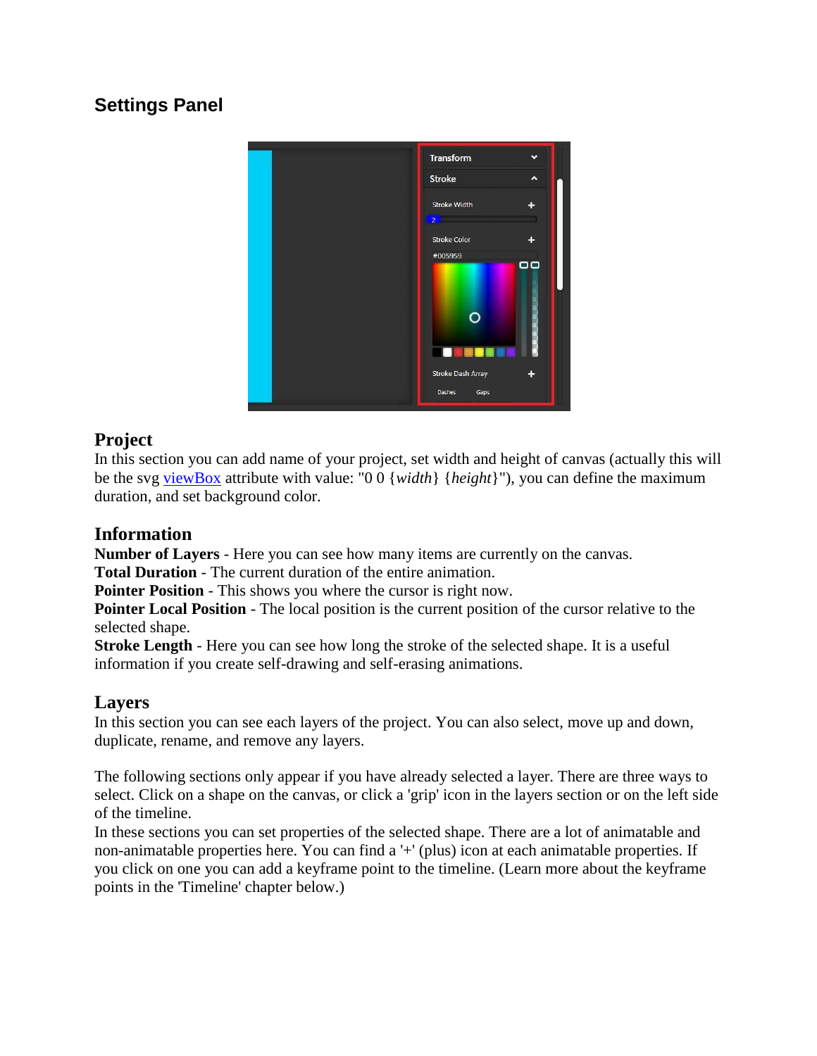## Settings Panel

### Project

In this section you can add name of your project, set width and height of canvas (actually this will be the svg viewBox attribute with value: "0 0 {*width*} {*height*}"), you can define the maximum duration, and set background color.

### Information

**Number of Layers** - Here you can see how many items are currently on the canvas.
**Total Duration** - The current duration of the entire animation.
**Pointer Position** - This shows you where the cursor is right now.
**Pointer Local Position** - The local position is the current position of the cursor relative to the selected shape.
**Stroke Length** - Here you can see how long the stroke of the selected shape. It is a useful information if you create self-drawing and self-erasing animations.

### Layers

In this section you can see each layers of the project. You can also select, move up and down, duplicate, rename, and remove any layers.

The following sections only appear if you have already selected a layer. There are three ways to select. Click on a shape on the canvas, or click a 'grip' icon in the layers section or on the left side of the timeline.
In these sections you can set properties of the selected shape. There are a lot of animatable and non-animatable properties here. You can find a '+' (plus) icon at each animatable properties. If you click on one you can add a keyframe point to the timeline. (Learn more about the keyframe points in the 'Timeline' chapter below.)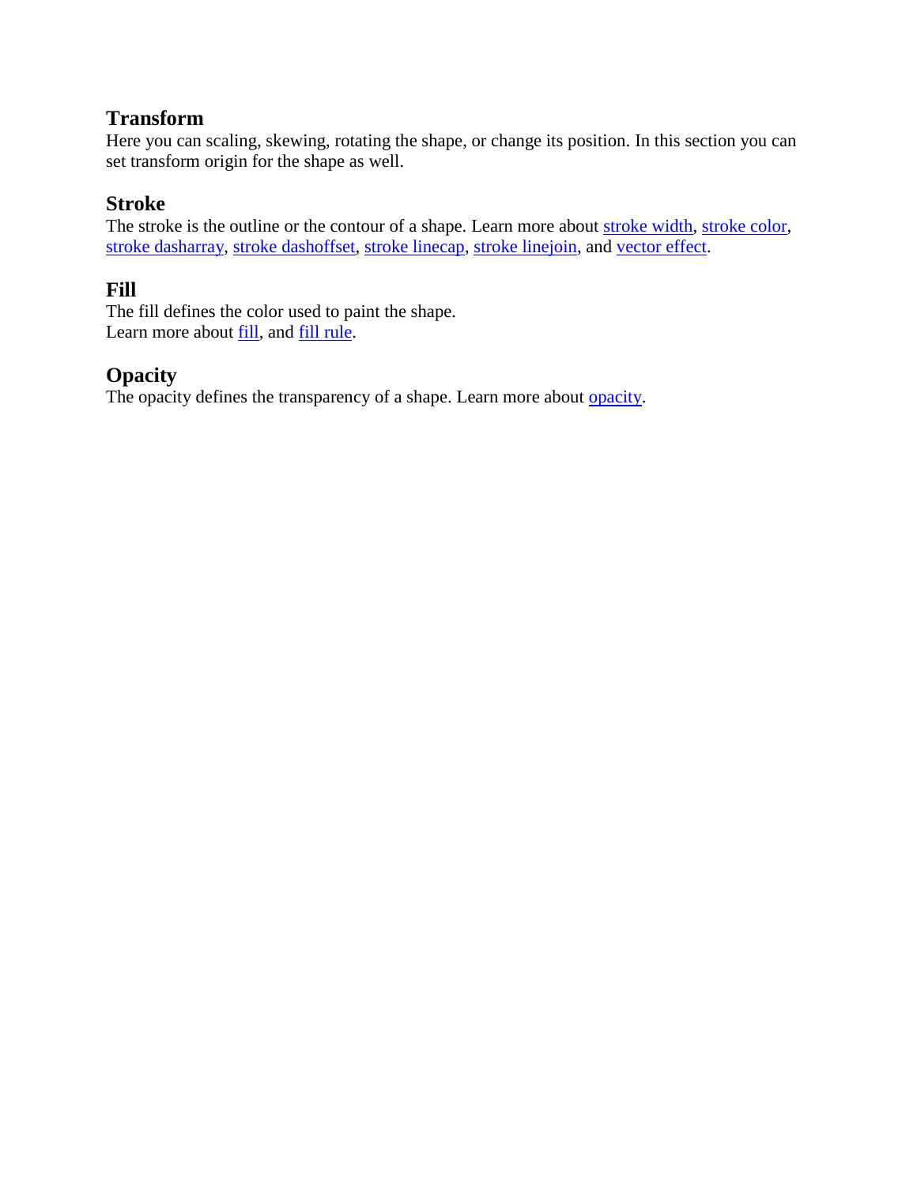### Transform

Here you can scaling, skewing, rotating the shape, or change its position. In this section you can set transform origin for the shape as well.

### Stroke

The stroke is the outline or the contour of a shape. Learn more about stroke width, stroke color, stroke dasharray, stroke dashoffset, stroke linecap, stroke linejoin, and vector effect.

### Fill

The fill defines the color used to paint the shape.
Learn more about fill, and fill rule.

### Opacity

The opacity defines the transparency of a shape. Learn more about opacity.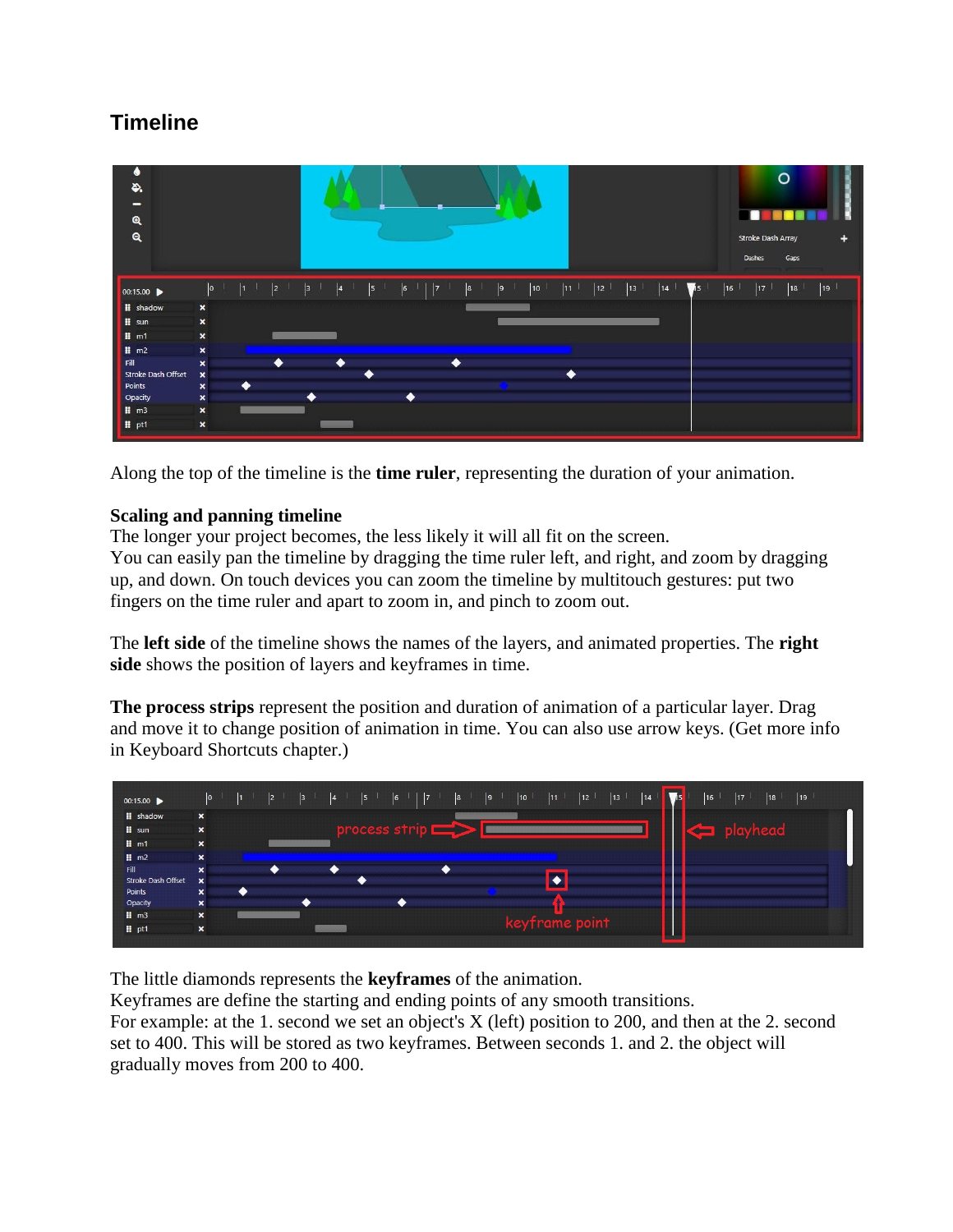# Timeline

Along the top of the timeline is the **time ruler**, representing the duration of your animation.

**Scaling and panning timeline**
The longer your project becomes, the less likely it will all fit on the screen.
You can easily pan the timeline by dragging the time ruler left, and right, and zoom by dragging up, and down. On touch devices you can zoom the timeline by multitouch gestures: put two fingers on the time ruler and apart to zoom in, and pinch to zoom out.

The **left side** of the timeline shows the names of the layers, and animated properties. The **right side** shows the position of layers and keyframes in time.

**The process strips** represent the position and duration of animation of a particular layer. Drag and move it to change position of animation in time. You can also use arrow keys. (Get more info in Keyboard Shortcuts chapter.)

The little diamonds represents the **keyframes** of the animation.
Keyframes are define the starting and ending points of any smooth transitions.
For example: at the 1. second we set an object's X (left) position to 200, and then at the 2. second set to 400. This will be stored as two keyframes. Between seconds 1. and 2. the object will gradually moves from 200 to 400.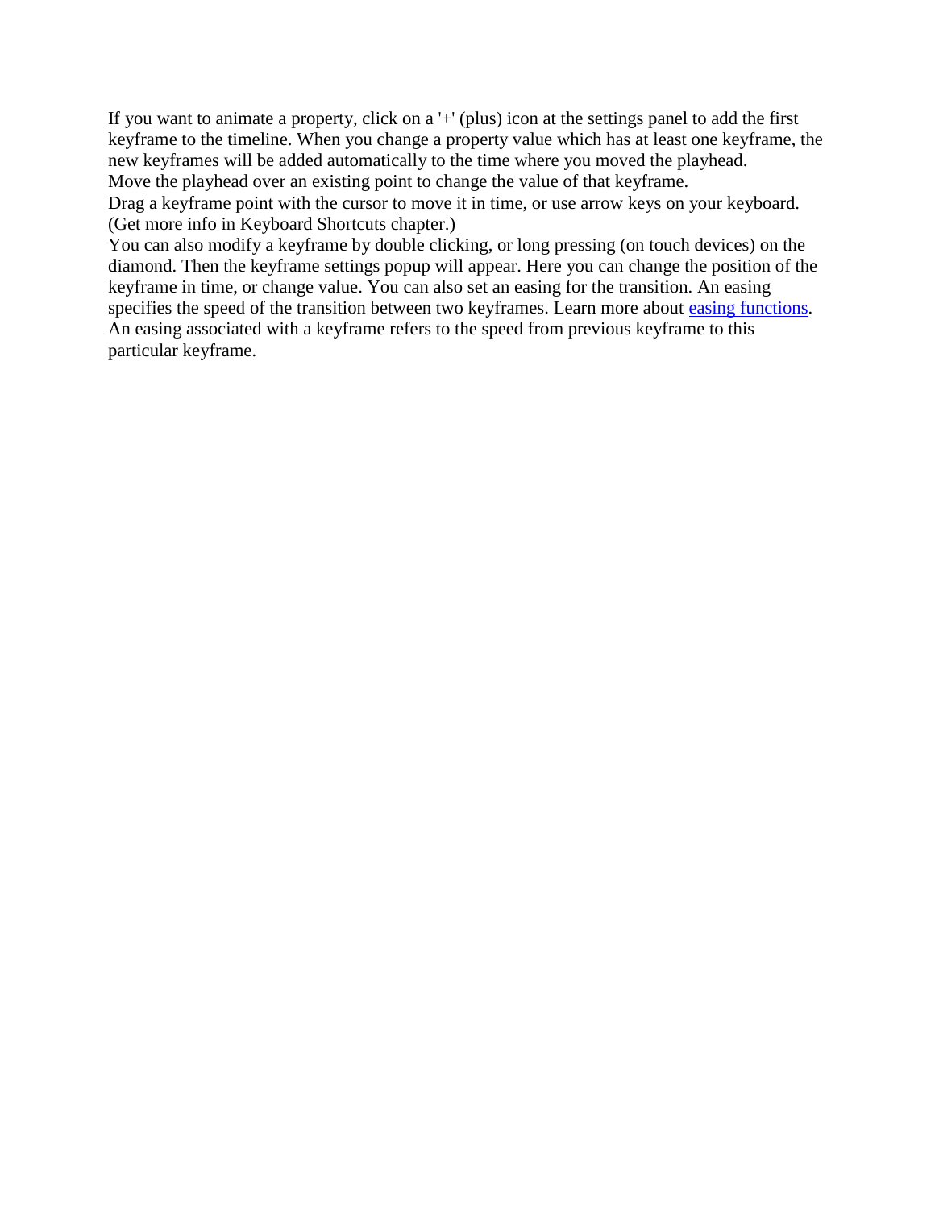If you want to animate a property, click on a '+' (plus) icon at the settings panel to add the first keyframe to the timeline. When you change a property value which has at least one keyframe, the new keyframes will be added automatically to the time where you moved the playhead.

Move the playhead over an existing point to change the value of that keyframe.

Drag a keyframe point with the cursor to move it in time, or use arrow keys on your keyboard. (Get more info in Keyboard Shortcuts chapter.)

You can also modify a keyframe by double clicking, or long pressing (on touch devices) on the diamond. Then the keyframe settings popup will appear. Here you can change the position of the keyframe in time, or change value. You can also set an easing for the transition. An easing specifies the speed of the transition between two keyframes. Learn more about [easing functions](). An easing associated with a keyframe refers to the speed from previous keyframe to this particular keyframe.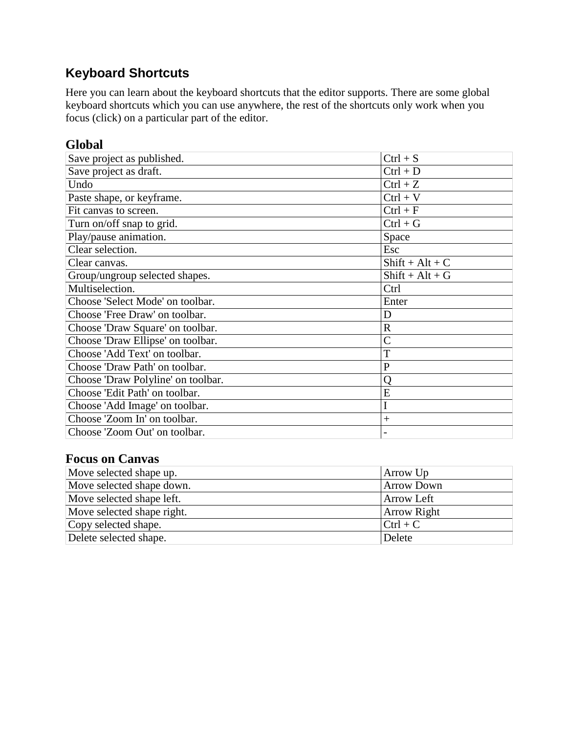## Keyboard Shortcuts

Here you can learn about the keyboard shortcuts that the editor supports. There are some global keyboard shortcuts which you can use anywhere, the rest of the shortcuts only work when you focus (click) on a particular part of the editor.

### Global

| | |
|---|---|
| Save project as published. | Ctrl + S |
| Save project as draft. | Ctrl + D |
| Undo | Ctrl + Z |
| Paste shape, or keyframe. | Ctrl + V |
| Fit canvas to screen. | Ctrl + F |
| Turn on/off snap to grid. | Ctrl + G |
| Play/pause animation. | Space |
| Clear selection. | Esc |
| Clear canvas. | Shift + Alt + C |
| Group/ungroup selected shapes. | Shift + Alt + G |
| Multiselection. | Ctrl |
| Choose 'Select Mode' on toolbar. | Enter |
| Choose 'Free Draw' on toolbar. | D |
| Choose 'Draw Square' on toolbar. | R |
| Choose 'Draw Ellipse' on toolbar. | C |
| Choose 'Add Text' on toolbar. | T |
| Choose 'Draw Path' on toolbar. | P |
| Choose 'Draw Polyline' on toolbar. | Q |
| Choose 'Edit Path' on toolbar. | E |
| Choose 'Add Image' on toolbar. | I |
| Choose 'Zoom In' on toolbar. | + |
| Choose 'Zoom Out' on toolbar. | - |

### Focus on Canvas

| | |
|---|---|
| Move selected shape up. | Arrow Up |
| Move selected shape down. | Arrow Down |
| Move selected shape left. | Arrow Left |
| Move selected shape right. | Arrow Right |
| Copy selected shape. | Ctrl + C |
| Delete selected shape. | Delete |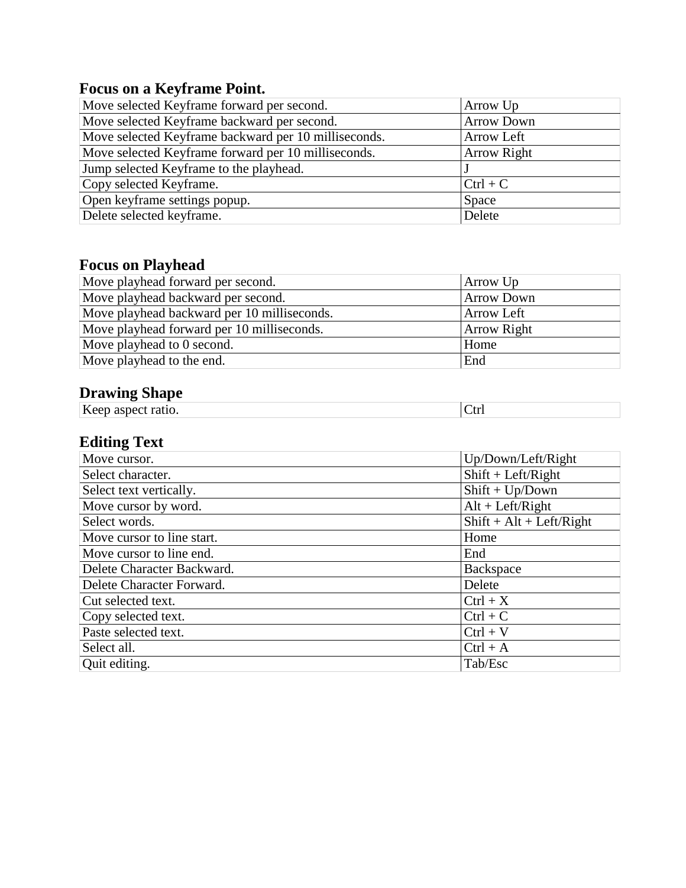### Focus on a Keyframe Point.

| Move selected Keyframe forward per second. | Arrow Up |
|---|---|
| Move selected Keyframe backward per second. | Arrow Down |
| Move selected Keyframe backward per 10 milliseconds. | Arrow Left |
| Move selected Keyframe forward per 10 milliseconds. | Arrow Right |
| Jump selected Keyframe to the playhead. | J |
| Copy selected Keyframe. | Ctrl + C |
| Open keyframe settings popup. | Space |
| Delete selected keyframe. | Delete |

### Focus on Playhead

| Move playhead forward per second. | Arrow Up |
|---|---|
| Move playhead backward per second. | Arrow Down |
| Move playhead backward per 10 milliseconds. | Arrow Left |
| Move playhead forward per 10 milliseconds. | Arrow Right |
| Move playhead to 0 second. | Home |
| Move playhead to the end. | End |

### Drawing Shape

| Keep aspect ratio. | Ctrl |
|---|---|

### Editing Text

| Move cursor. | Up/Down/Left/Right |
|---|---|
| Select character. | Shift + Left/Right |
| Select text vertically. | Shift + Up/Down |
| Move cursor by word. | Alt + Left/Right |
| Select words. | Shift + Alt + Left/Right |
| Move cursor to line start. | Home |
| Move cursor to line end. | End |
| Delete Character Backward. | Backspace |
| Delete Character Forward. | Delete |
| Cut selected text. | Ctrl + X |
| Copy selected text. | Ctrl + C |
| Paste selected text. | Ctrl + V |
| Select all. | Ctrl + A |
| Quit editing. | Tab/Esc |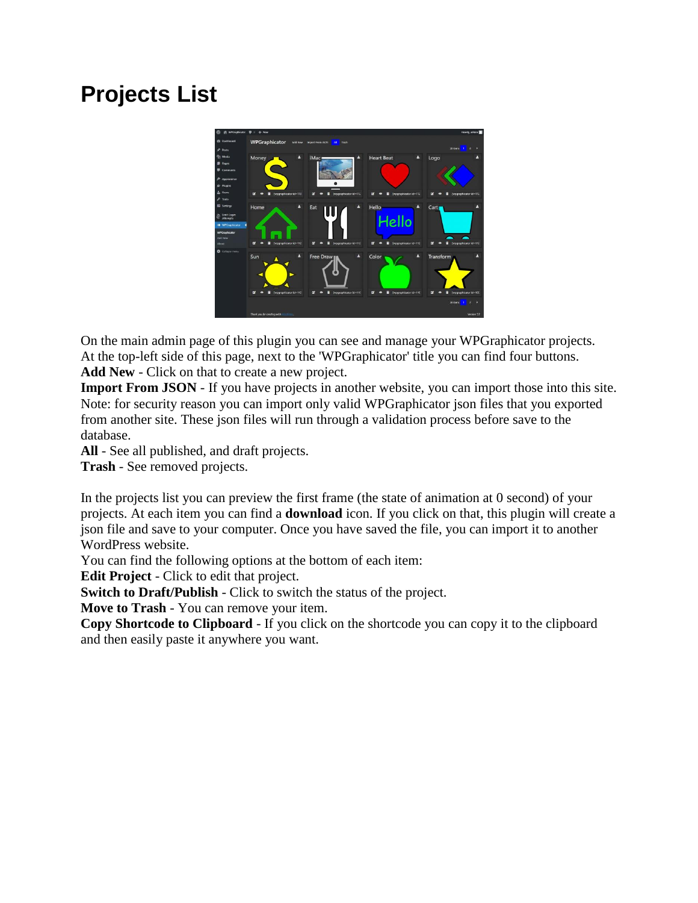# Projects List

On the main admin page of this plugin you can see and manage your WPGraphicator projects. At the top-left side of this page, next to the 'WPGraphicator' title you can find four buttons.
**Add New** - Click on that to create a new project.
**Import From JSON** - If you have projects in another website, you can import those into this site. Note: for security reason you can import only valid WPGraphicator json files that you exported from another site. These json files will run through a validation process before save to the database.
**All** - See all published, and draft projects.
**Trash** - See removed projects.

In the projects list you can preview the first frame (the state of animation at 0 second) of your projects. At each item you can find a **download** icon. If you click on that, this plugin will create a json file and save to your computer. Once you have saved the file, you can import it to another WordPress website.
You can find the following options at the bottom of each item:
**Edit Project** - Click to edit that project.
**Switch to Draft/Publish** - Click to switch the status of the project.
**Move to Trash** - You can remove your item.
**Copy Shortcode to Clipboard** - If you click on the shortcode you can copy it to the clipboard and then easily paste it anywhere you want.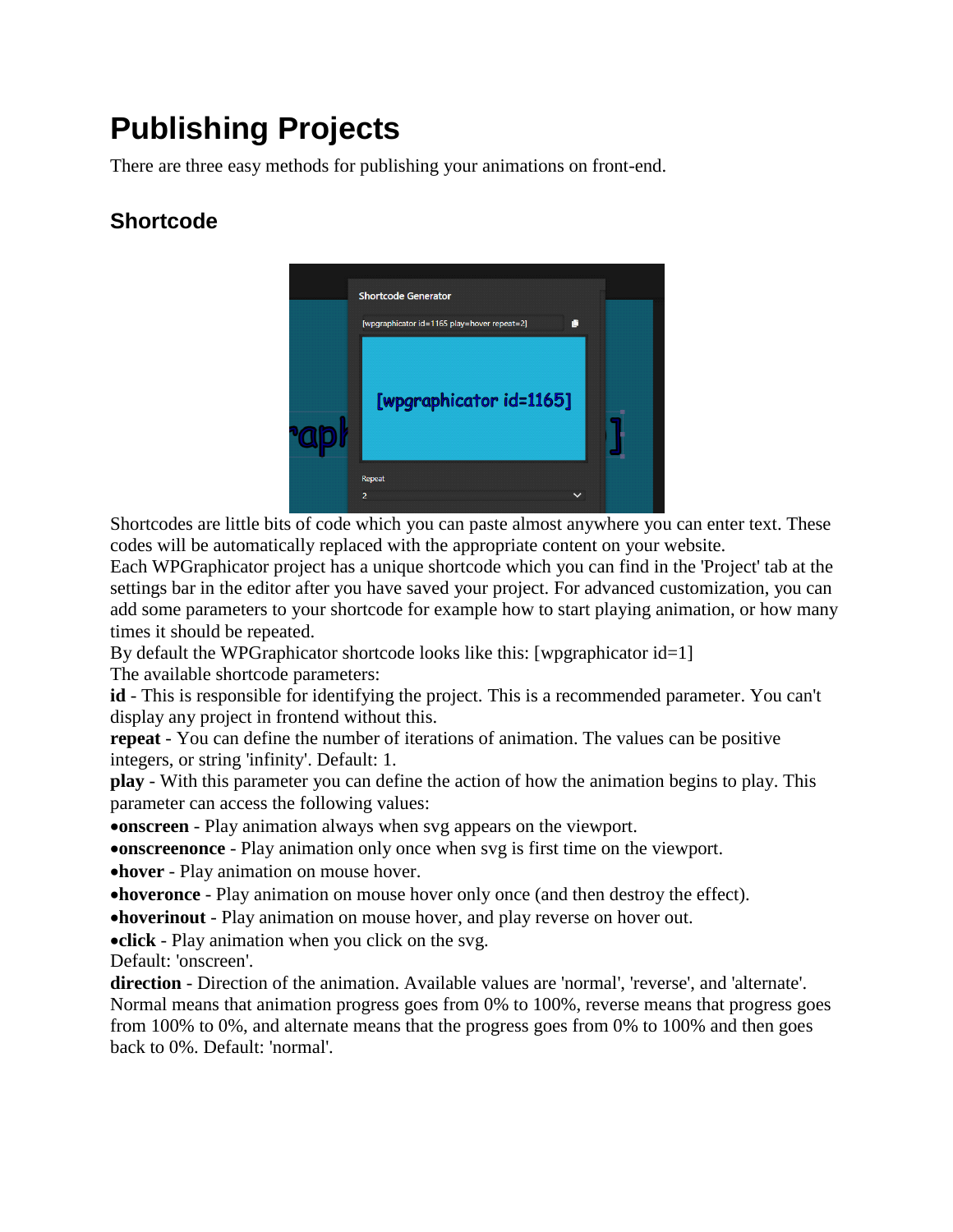# Publishing Projects

There are three easy methods for publishing your animations on front-end.

## Shortcode

Shortcodes are little bits of code which you can paste almost anywhere you can enter text. These codes will be automatically replaced with the appropriate content on your website.
Each WPGraphicator project has a unique shortcode which you can find in the 'Project' tab at the settings bar in the editor after you have saved your project. For advanced customization, you can add some parameters to your shortcode for example how to start playing animation, or how many times it should be repeated.
By default the WPGraphicator shortcode looks like this: [wpgraphicator id=1]
The available shortcode parameters:
**id** - This is responsible for identifying the project. This is a recommended parameter. You can't display any project in frontend without this.
**repeat** - You can define the number of iterations of animation. The values can be positive integers, or string 'infinity'. Default: 1.
**play** - With this parameter you can define the action of how the animation begins to play. This parameter can access the following values:

- **onscreen** - Play animation always when svg appears on the viewport.
- **onscreenonce** - Play animation only once when svg is first time on the viewport.
- **hover** - Play animation on mouse hover.
- **hoveronce** - Play animation on mouse hover only once (and then destroy the effect).
- **hoverinout** - Play animation on mouse hover, and play reverse on hover out.
- **click** - Play animation when you click on the svg.

Default: 'onscreen'.
**direction** - Direction of the animation. Available values are 'normal', 'reverse', and 'alternate'. Normal means that animation progress goes from 0% to 100%, reverse means that progress goes from 100% to 0%, and alternate means that the progress goes from 0% to 100% and then goes back to 0%. Default: 'normal'.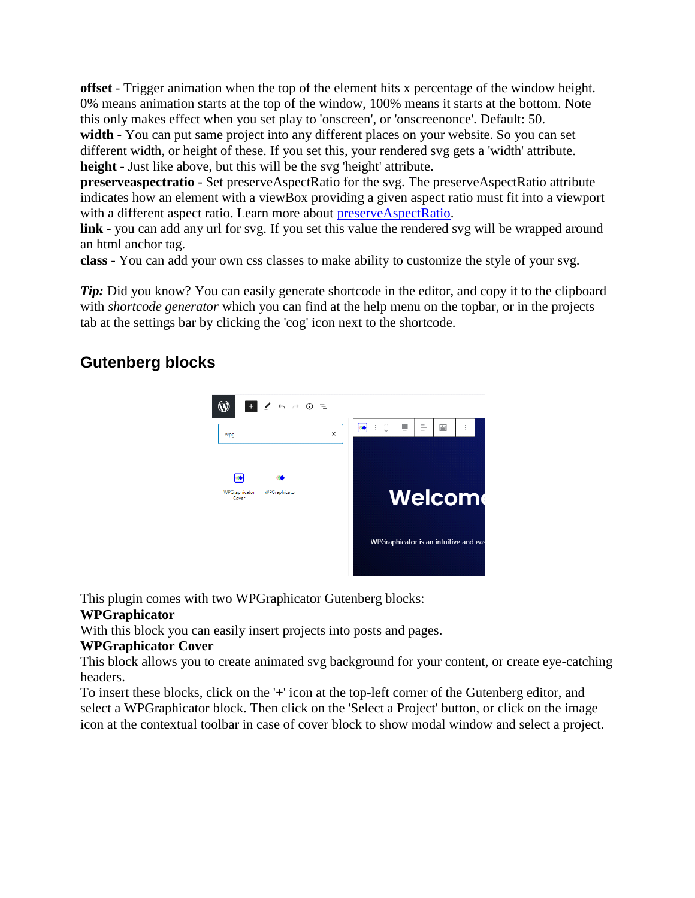**offset** - Trigger animation when the top of the element hits x percentage of the window height. 0% means animation starts at the top of the window, 100% means it starts at the bottom. Note this only makes effect when you set play to 'onscreen', or 'onscreenonce'. Default: 50.
**width** - You can put same project into any different places on your website. So you can set different width, or height of these. If you set this, your rendered svg gets a 'width' attribute.
**height** - Just like above, but this will be the svg 'height' attribute.
**preserveaspectratio** - Set preserveAspectRatio for the svg. The preserveAspectRatio attribute indicates how an element with a viewBox providing a given aspect ratio must fit into a viewport with a different aspect ratio. Learn more about preserveAspectRatio.
**link** - you can add any url for svg. If you set this value the rendered svg will be wrapped around an html anchor tag.
**class** - You can add your own css classes to make ability to customize the style of your svg.

***Tip:*** Did you know? You can easily generate shortcode in the editor, and copy it to the clipboard with *shortcode generator* which you can find at the help menu on the topbar, or in the projects tab at the settings bar by clicking the 'cog' icon next to the shortcode.

## Gutenberg blocks

This plugin comes with two WPGraphicator Gutenberg blocks:
**WPGraphicator**
With this block you can easily insert projects into posts and pages.
**WPGraphicator Cover**
This block allows you to create animated svg background for your content, or create eye-catching headers.
To insert these blocks, click on the '+' icon at the top-left corner of the Gutenberg editor, and select a WPGraphicator block. Then click on the 'Select a Project' button, or click on the image icon at the contextual toolbar in case of cover block to show modal window and select a project.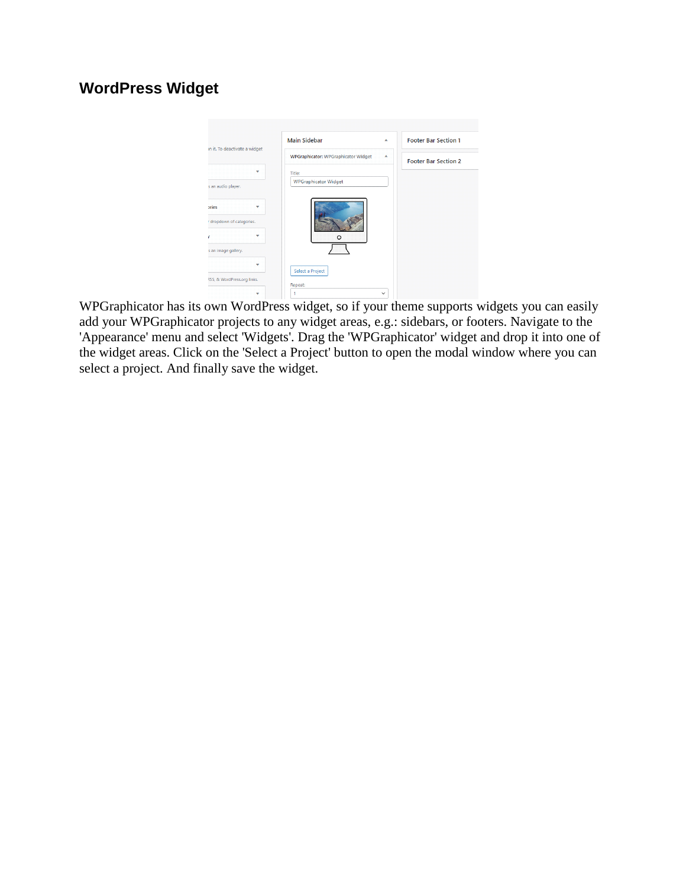## WordPress Widget

WPGraphicator has its own WordPress widget, so if your theme supports widgets you can easily add your WPGraphicator projects to any widget areas, e.g.: sidebars, or footers. Navigate to the 'Appearance' menu and select 'Widgets'. Drag the 'WPGraphicator' widget and drop it into one of the widget areas. Click on the 'Select a Project' button to open the modal window where you can select a project. And finally save the widget.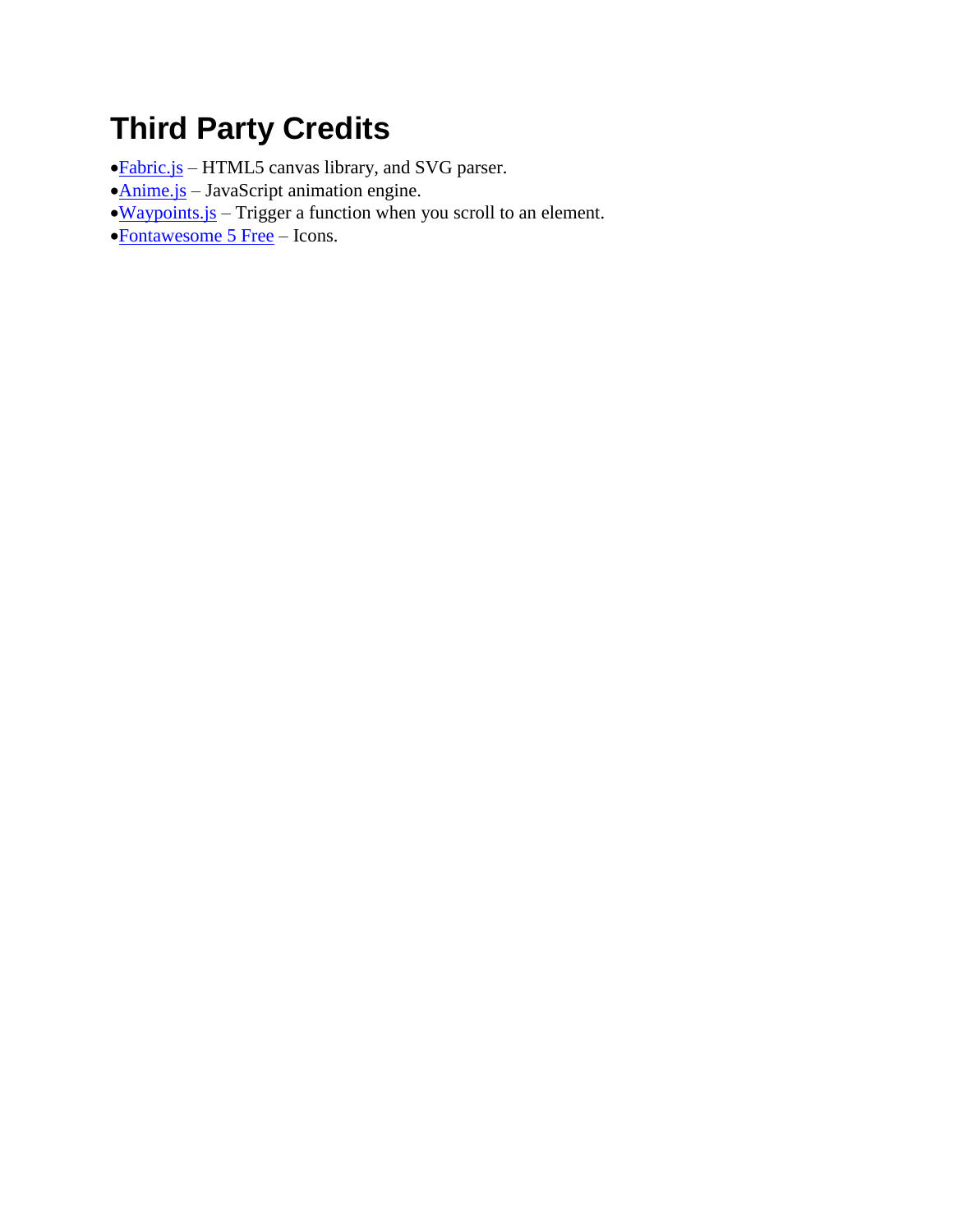# Third Party Credits

- Fabric.js – HTML5 canvas library, and SVG parser.
- Anime.js – JavaScript animation engine.
- Waypoints.js – Trigger a function when you scroll to an element.
- Fontawesome 5 Free – Icons.